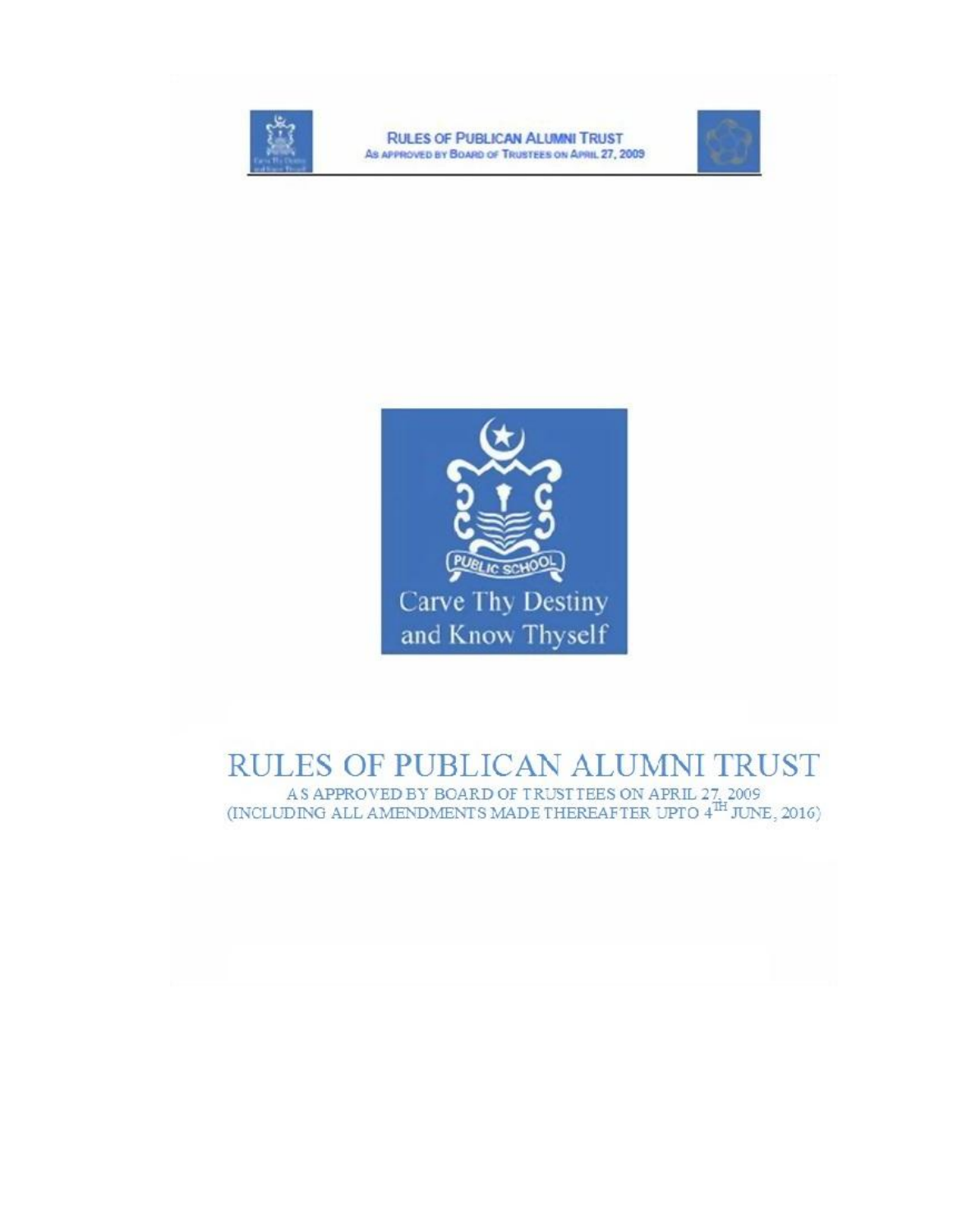# RULES OF PUBLICAN ALUMNI TRUST

AS APPROVED BY BOARD OF TRUSTEES ON APRIL 27, 2009
(INCLUDING ALL AMENDMENTS MADE THEREAFTER UPTO 4TH JUNE, 2016)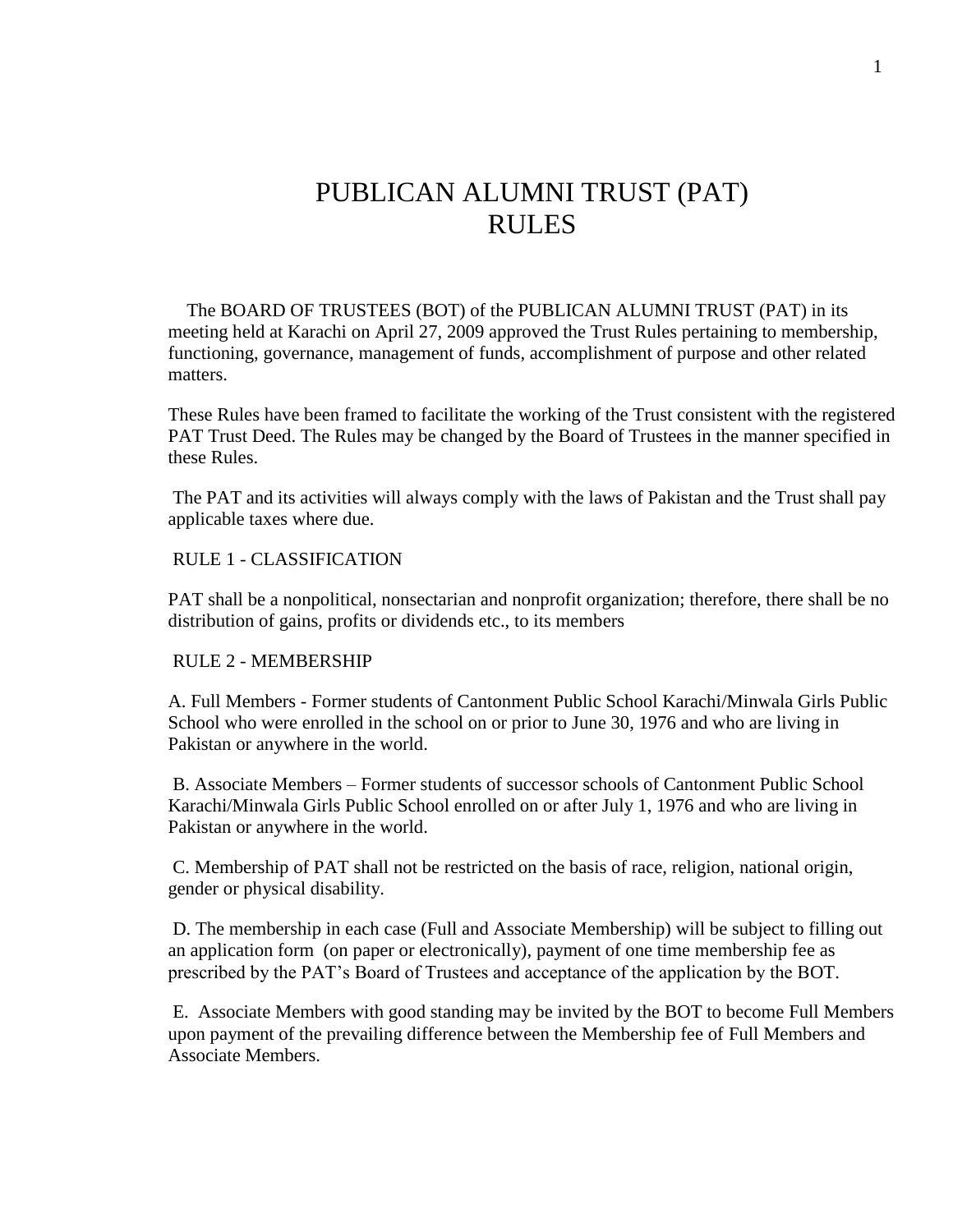# PUBLICAN ALUMNI TRUST (PAT) RULES

The BOARD OF TRUSTEES (BOT) of the PUBLICAN ALUMNI TRUST (PAT) in its meeting held at Karachi on April 27, 2009 approved the Trust Rules pertaining to membership, functioning, governance, management of funds, accomplishment of purpose and other related matters.

These Rules have been framed to facilitate the working of the Trust consistent with the registered PAT Trust Deed. The Rules may be changed by the Board of Trustees in the manner specified in these Rules.

The PAT and its activities will always comply with the laws of Pakistan and the Trust shall pay applicable taxes where due.

## RULE 1 - CLASSIFICATION

PAT shall be a nonpolitical, nonsectarian and nonprofit organization; therefore, there shall be no distribution of gains, profits or dividends etc., to its members

## RULE 2 - MEMBERSHIP

A. Full Members - Former students of Cantonment Public School Karachi/Minwala Girls Public School who were enrolled in the school on or prior to June 30, 1976 and who are living in Pakistan or anywhere in the world.

B. Associate Members – Former students of successor schools of Cantonment Public School Karachi/Minwala Girls Public School enrolled on or after July 1, 1976 and who are living in Pakistan or anywhere in the world.

C. Membership of PAT shall not be restricted on the basis of race, religion, national origin, gender or physical disability.

D. The membership in each case (Full and Associate Membership) will be subject to filling out an application form (on paper or electronically), payment of one time membership fee as prescribed by the PAT's Board of Trustees and acceptance of the application by the BOT.

E. Associate Members with good standing may be invited by the BOT to become Full Members upon payment of the prevailing difference between the Membership fee of Full Members and Associate Members.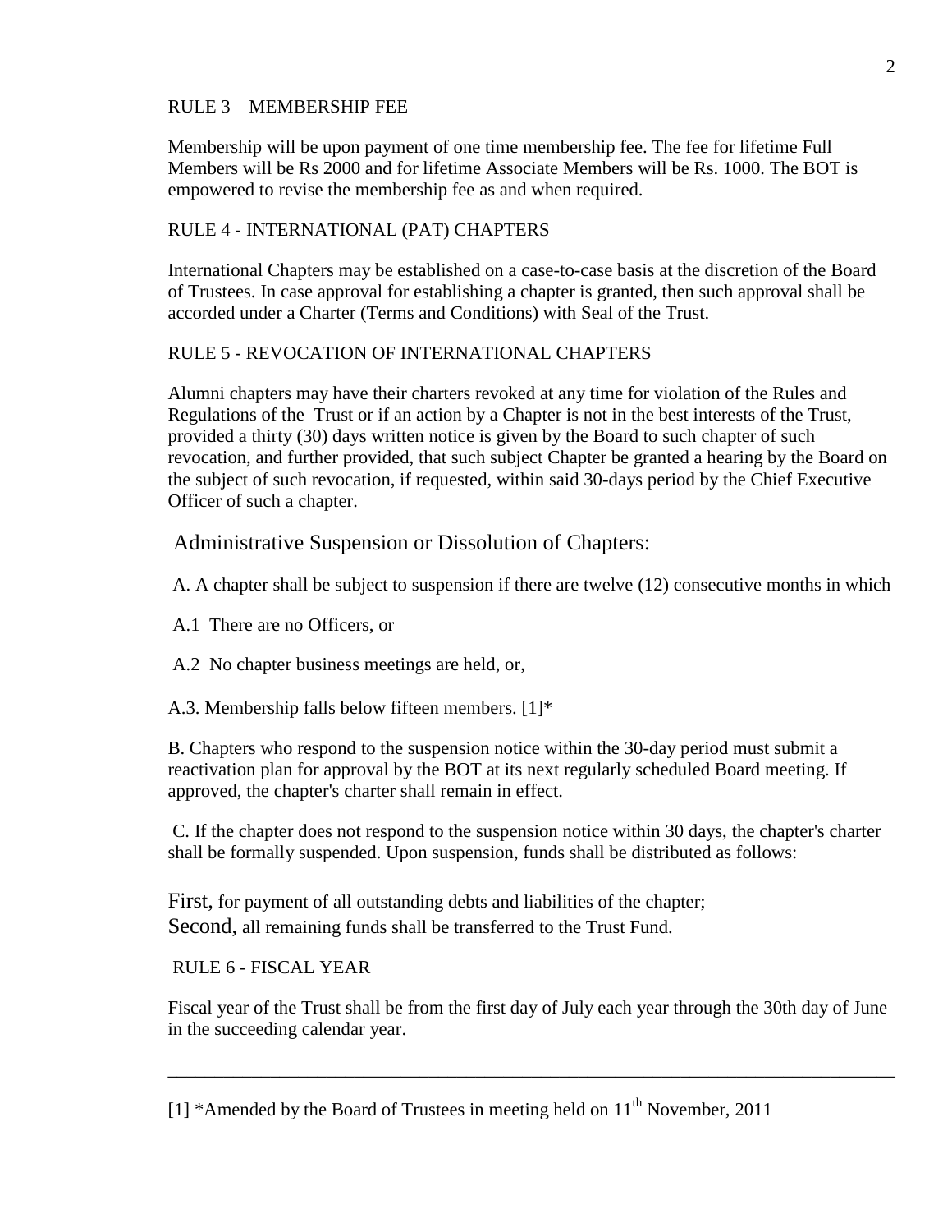## RULE 3 – MEMBERSHIP FEE

Membership will be upon payment of one time membership fee. The fee for lifetime Full Members will be Rs 2000 and for lifetime Associate Members will be Rs. 1000. The BOT is empowered to revise the membership fee as and when required.

## RULE 4 - INTERNATIONAL (PAT) CHAPTERS

International Chapters may be established on a case-to-case basis at the discretion of the Board of Trustees. In case approval for establishing a chapter is granted, then such approval shall be accorded under a Charter (Terms and Conditions) with Seal of the Trust.

## RULE 5 - REVOCATION OF INTERNATIONAL CHAPTERS

Alumni chapters may have their charters revoked at any time for violation of the Rules and Regulations of the Trust or if an action by a Chapter is not in the best interests of the Trust, provided a thirty (30) days written notice is given by the Board to such chapter of such revocation, and further provided, that such subject Chapter be granted a hearing by the Board on the subject of such revocation, if requested, within said 30-days period by the Chief Executive Officer of such a chapter.

### Administrative Suspension or Dissolution of Chapters:

A. A chapter shall be subject to suspension if there are twelve (12) consecutive months in which

A.1 There are no Officers, or

A.2 No chapter business meetings are held, or,

A.3. Membership falls below fifteen members. [1]*

B. Chapters who respond to the suspension notice within the 30-day period must submit a reactivation plan for approval by the BOT at its next regularly scheduled Board meeting. If approved, the chapter's charter shall remain in effect.

C. If the chapter does not respond to the suspension notice within 30 days, the chapter's charter shall be formally suspended. Upon suspension, funds shall be distributed as follows:

First, for payment of all outstanding debts and liabilities of the chapter;
Second, all remaining funds shall be transferred to the Trust Fund.

## RULE 6 - FISCAL YEAR

Fiscal year of the Trust shall be from the first day of July each year through the 30th day of June in the succeeding calendar year.

---

[1] *Amended by the Board of Trustees in meeting held on 11th November, 2011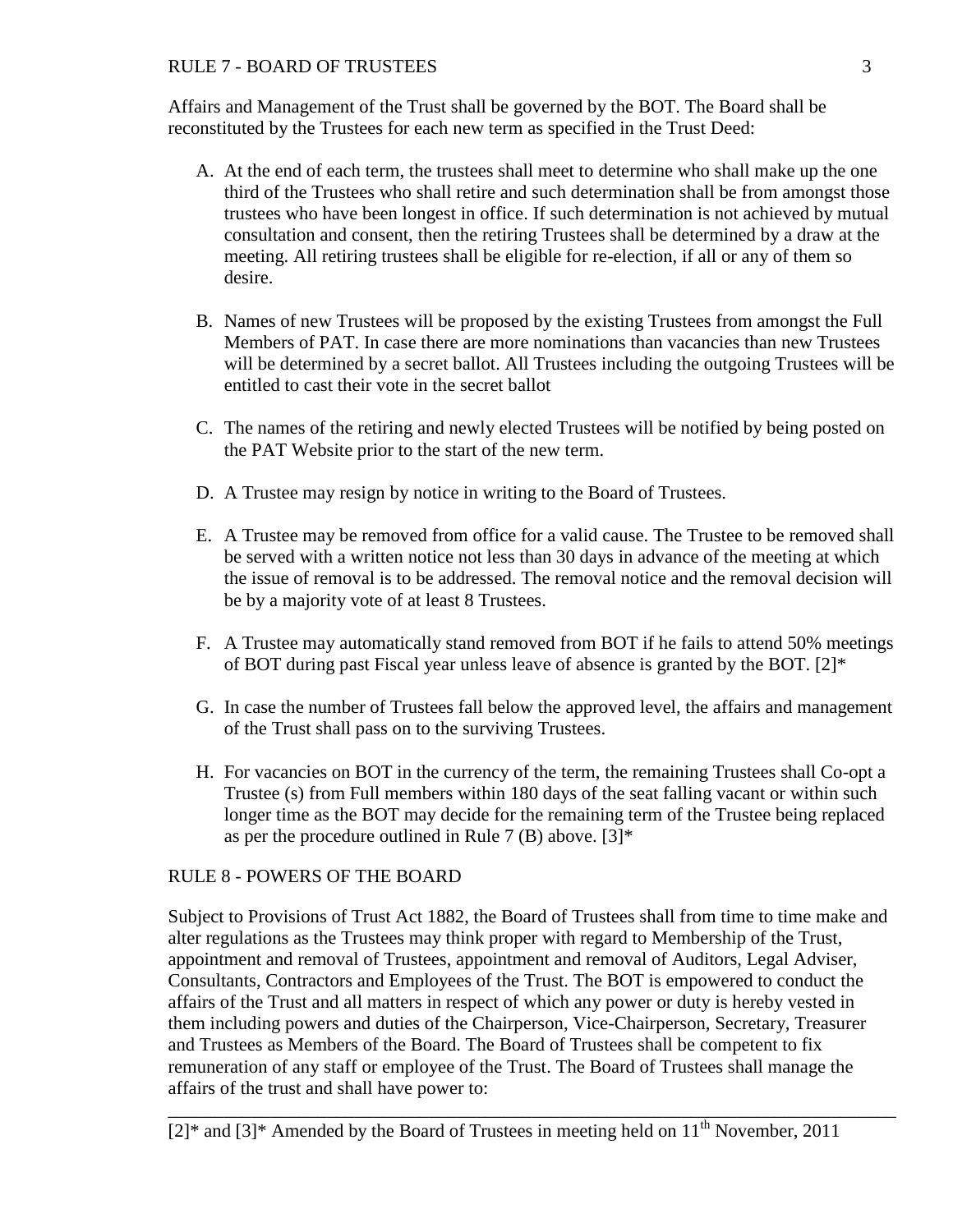## RULE 7 - BOARD OF TRUSTEES

Affairs and Management of the Trust shall be governed by the BOT. The Board shall be reconstituted by the Trustees for each new term as specified in the Trust Deed:

A. At the end of each term, the trustees shall meet to determine who shall make up the one third of the Trustees who shall retire and such determination shall be from amongst those trustees who have been longest in office. If such determination is not achieved by mutual consultation and consent, then the retiring Trustees shall be determined by a draw at the meeting. All retiring trustees shall be eligible for re-election, if all or any of them so desire.

B. Names of new Trustees will be proposed by the existing Trustees from amongst the Full Members of PAT. In case there are more nominations than vacancies than new Trustees will be determined by a secret ballot. All Trustees including the outgoing Trustees will be entitled to cast their vote in the secret ballot

C. The names of the retiring and newly elected Trustees will be notified by being posted on the PAT Website prior to the start of the new term.

D. A Trustee may resign by notice in writing to the Board of Trustees.

E. A Trustee may be removed from office for a valid cause. The Trustee to be removed shall be served with a written notice not less than 30 days in advance of the meeting at which the issue of removal is to be addressed. The removal notice and the removal decision will be by a majority vote of at least 8 Trustees.

F. A Trustee may automatically stand removed from BOT if he fails to attend 50% meetings of BOT during past Fiscal year unless leave of absence is granted by the BOT. [2]*

G. In case the number of Trustees fall below the approved level, the affairs and management of the Trust shall pass on to the surviving Trustees.

H. For vacancies on BOT in the currency of the term, the remaining Trustees shall Co-opt a Trustee (s) from Full members within 180 days of the seat falling vacant or within such longer time as the BOT may decide for the remaining term of the Trustee being replaced as per the procedure outlined in Rule 7 (B) above. [3]*

## RULE 8 - POWERS OF THE BOARD

Subject to Provisions of Trust Act 1882, the Board of Trustees shall from time to time make and alter regulations as the Trustees may think proper with regard to Membership of the Trust, appointment and removal of Trustees, appointment and removal of Auditors, Legal Adviser, Consultants, Contractors and Employees of the Trust. The BOT is empowered to conduct the affairs of the Trust and all matters in respect of which any power or duty is hereby vested in them including powers and duties of the Chairperson, Vice-Chairperson, Secretary, Treasurer and Trustees as Members of the Board. The Board of Trustees shall be competent to fix remuneration of any staff or employee of the Trust. The Board of Trustees shall manage the affairs of the trust and shall have power to:

---

[2]* and [3]* Amended by the Board of Trustees in meeting held on 11th November, 2011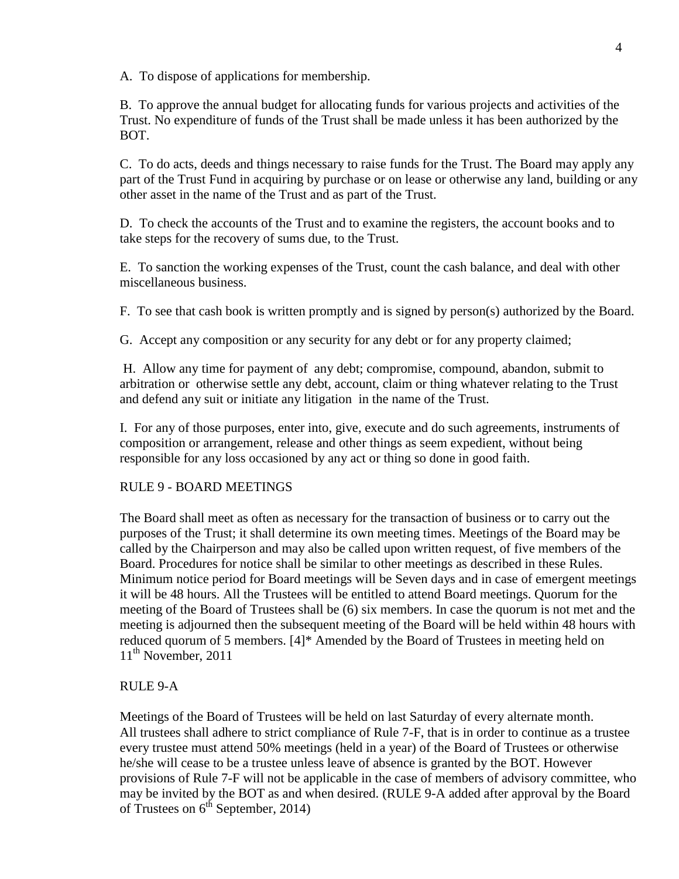A. To dispose of applications for membership.

B. To approve the annual budget for allocating funds for various projects and activities of the Trust. No expenditure of funds of the Trust shall be made unless it has been authorized by the BOT.

C. To do acts, deeds and things necessary to raise funds for the Trust. The Board may apply any part of the Trust Fund in acquiring by purchase or on lease or otherwise any land, building or any other asset in the name of the Trust and as part of the Trust.

D. To check the accounts of the Trust and to examine the registers, the account books and to take steps for the recovery of sums due, to the Trust.

E. To sanction the working expenses of the Trust, count the cash balance, and deal with other miscellaneous business.

F. To see that cash book is written promptly and is signed by person(s) authorized by the Board.

G. Accept any composition or any security for any debt or for any property claimed;

H. Allow any time for payment of any debt; compromise, compound, abandon, submit to arbitration or otherwise settle any debt, account, claim or thing whatever relating to the Trust and defend any suit or initiate any litigation in the name of the Trust.

I. For any of those purposes, enter into, give, execute and do such agreements, instruments of composition or arrangement, release and other things as seem expedient, without being responsible for any loss occasioned by any act or thing so done in good faith.

## RULE 9 - BOARD MEETINGS

The Board shall meet as often as necessary for the transaction of business or to carry out the purposes of the Trust; it shall determine its own meeting times. Meetings of the Board may be called by the Chairperson and may also be called upon written request, of five members of the Board. Procedures for notice shall be similar to other meetings as described in these Rules. Minimum notice period for Board meetings will be Seven days and in case of emergent meetings it will be 48 hours. All the Trustees will be entitled to attend Board meetings. Quorum for the meeting of the Board of Trustees shall be (6) six members. In case the quorum is not met and the meeting is adjourned then the subsequent meeting of the Board will be held within 48 hours with reduced quorum of 5 members. [4]* Amended by the Board of Trustees in meeting held on 11th November, 2011

## RULE 9-A

Meetings of the Board of Trustees will be held on last Saturday of every alternate month. All trustees shall adhere to strict compliance of Rule 7-F, that is in order to continue as a trustee every trustee must attend 50% meetings (held in a year) of the Board of Trustees or otherwise he/she will cease to be a trustee unless leave of absence is granted by the BOT. However provisions of Rule 7-F will not be applicable in the case of members of advisory committee, who may be invited by the BOT as and when desired. (RULE 9-A added after approval by the Board of Trustees on 6th September, 2014)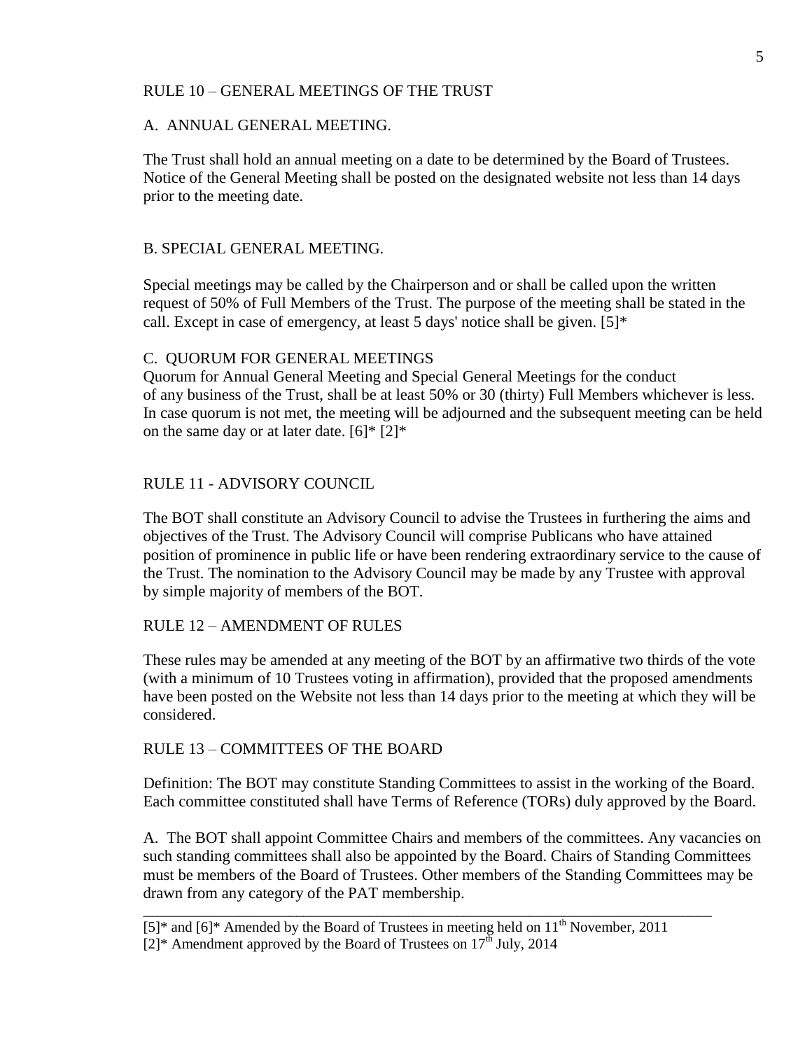## RULE 10 – GENERAL MEETINGS OF THE TRUST

### A. ANNUAL GENERAL MEETING.

The Trust shall hold an annual meeting on a date to be determined by the Board of Trustees. Notice of the General Meeting shall be posted on the designated website not less than 14 days prior to the meeting date.

### B. SPECIAL GENERAL MEETING.

Special meetings may be called by the Chairperson and or shall be called upon the written request of 50% of Full Members of the Trust. The purpose of the meeting shall be stated in the call. Except in case of emergency, at least 5 days' notice shall be given. [5]*

### C. QUORUM FOR GENERAL MEETINGS

Quorum for Annual General Meeting and Special General Meetings for the conduct of any business of the Trust, shall be at least 50% or 30 (thirty) Full Members whichever is less. In case quorum is not met, the meeting will be adjourned and the subsequent meeting can be held on the same day or at later date. [6]* [2]*

## RULE 11 - ADVISORY COUNCIL

The BOT shall constitute an Advisory Council to advise the Trustees in furthering the aims and objectives of the Trust. The Advisory Council will comprise Publicans who have attained position of prominence in public life or have been rendering extraordinary service to the cause of the Trust. The nomination to the Advisory Council may be made by any Trustee with approval by simple majority of members of the BOT.

## RULE 12 – AMENDMENT OF RULES

These rules may be amended at any meeting of the BOT by an affirmative two thirds of the vote (with a minimum of 10 Trustees voting in affirmation), provided that the proposed amendments have been posted on the Website not less than 14 days prior to the meeting at which they will be considered.

## RULE 13 – COMMITTEES OF THE BOARD

Definition: The BOT may constitute Standing Committees to assist in the working of the Board. Each committee constituted shall have Terms of Reference (TORs) duly approved by the Board.

A. The BOT shall appoint Committee Chairs and members of the committees. Any vacancies on such standing committees shall also be appointed by the Board. Chairs of Standing Committees must be members of the Board of Trustees. Other members of the Standing Committees may be drawn from any category of the PAT membership.

---

[5]* and [6]* Amended by the Board of Trustees in meeting held on 11th November, 2011

[2]* Amendment approved by the Board of Trustees on 17th July, 2014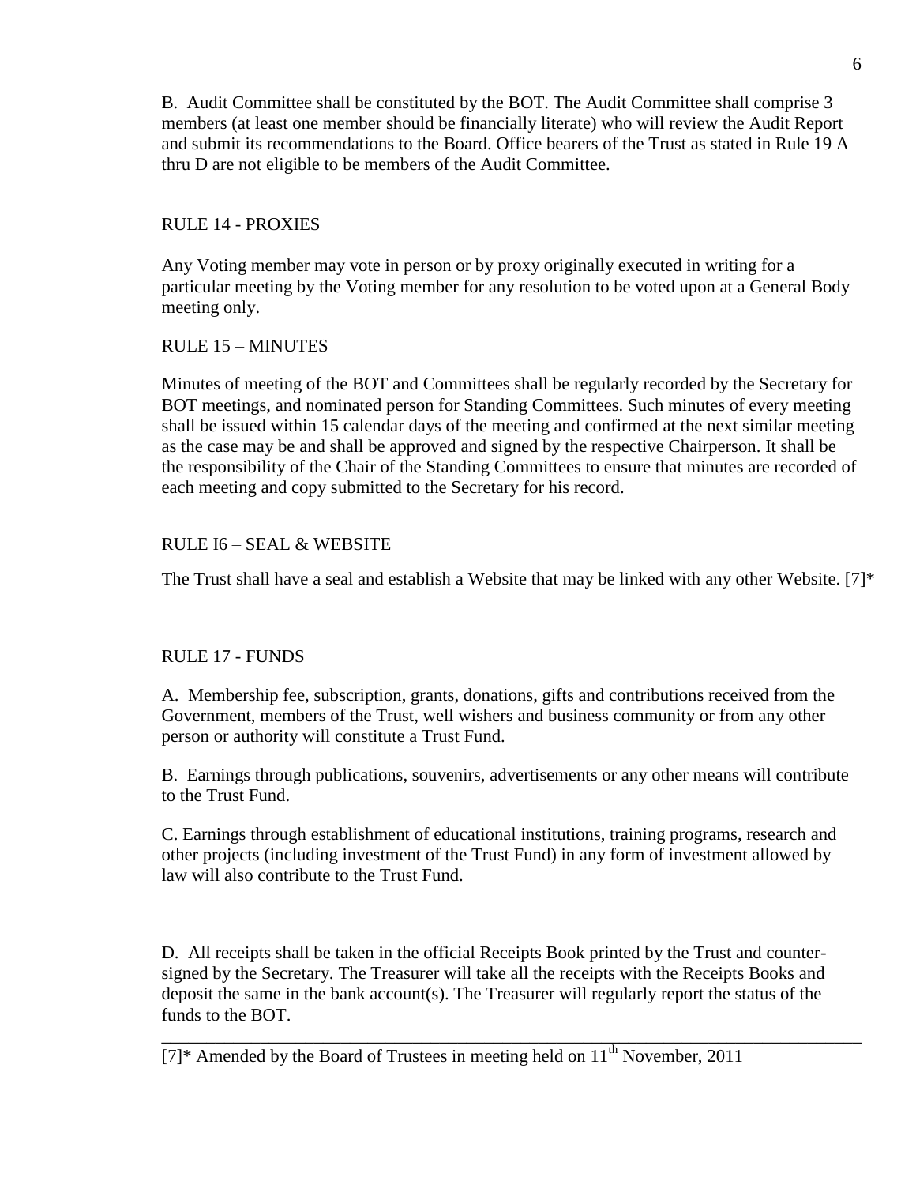B. Audit Committee shall be constituted by the BOT. The Audit Committee shall comprise 3 members (at least one member should be financially literate) who will review the Audit Report and submit its recommendations to the Board. Office bearers of the Trust as stated in Rule 19 A thru D are not eligible to be members of the Audit Committee.

## RULE 14 - PROXIES

Any Voting member may vote in person or by proxy originally executed in writing for a particular meeting by the Voting member for any resolution to be voted upon at a General Body meeting only.

## RULE 15 – MINUTES

Minutes of meeting of the BOT and Committees shall be regularly recorded by the Secretary for BOT meetings, and nominated person for Standing Committees. Such minutes of every meeting shall be issued within 15 calendar days of the meeting and confirmed at the next similar meeting as the case may be and shall be approved and signed by the respective Chairperson. It shall be the responsibility of the Chair of the Standing Committees to ensure that minutes are recorded of each meeting and copy submitted to the Secretary for his record.

## RULE I6 – SEAL & WEBSITE

The Trust shall have a seal and establish a Website that may be linked with any other Website. [7]*

## RULE 17 - FUNDS

A. Membership fee, subscription, grants, donations, gifts and contributions received from the Government, members of the Trust, well wishers and business community or from any other person or authority will constitute a Trust Fund.

B. Earnings through publications, souvenirs, advertisements or any other means will contribute to the Trust Fund.

C. Earnings through establishment of educational institutions, training programs, research and other projects (including investment of the Trust Fund) in any form of investment allowed by law will also contribute to the Trust Fund.

D. All receipts shall be taken in the official Receipts Book printed by the Trust and counter-signed by the Secretary. The Treasurer will take all the receipts with the Receipts Books and deposit the same in the bank account(s). The Treasurer will regularly report the status of the funds to the BOT.

---

[7]* Amended by the Board of Trustees in meeting held on 11th November, 2011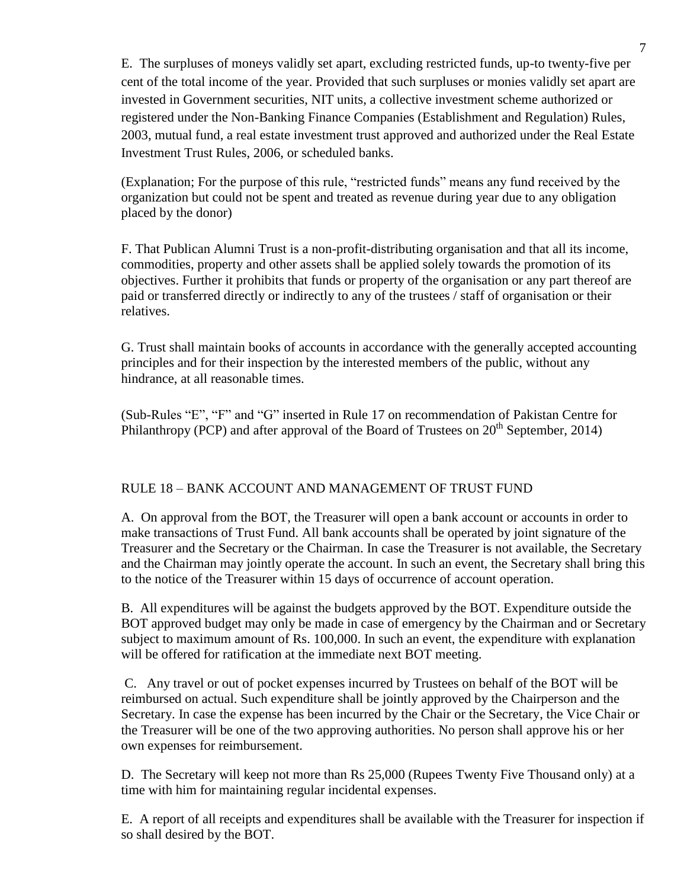E. The surpluses of moneys validly set apart, excluding restricted funds, up-to twenty-five per cent of the total income of the year. Provided that such surpluses or monies validly set apart are invested in Government securities, NIT units, a collective investment scheme authorized or registered under the Non-Banking Finance Companies (Establishment and Regulation) Rules, 2003, mutual fund, a real estate investment trust approved and authorized under the Real Estate Investment Trust Rules, 2006, or scheduled banks.

(Explanation; For the purpose of this rule, "restricted funds" means any fund received by the organization but could not be spent and treated as revenue during year due to any obligation placed by the donor)

F. That Publican Alumni Trust is a non-profit-distributing organisation and that all its income, commodities, property and other assets shall be applied solely towards the promotion of its objectives. Further it prohibits that funds or property of the organisation or any part thereof are paid or transferred directly or indirectly to any of the trustees / staff of organisation or their relatives.

G. Trust shall maintain books of accounts in accordance with the generally accepted accounting principles and for their inspection by the interested members of the public, without any hindrance, at all reasonable times.

(Sub-Rules "E", "F" and "G" inserted in Rule 17 on recommendation of Pakistan Centre for Philanthropy (PCP) and after approval of the Board of Trustees on 20th September, 2014)

## RULE 18 – BANK ACCOUNT AND MANAGEMENT OF TRUST FUND

A. On approval from the BOT, the Treasurer will open a bank account or accounts in order to make transactions of Trust Fund. All bank accounts shall be operated by joint signature of the Treasurer and the Secretary or the Chairman. In case the Treasurer is not available, the Secretary and the Chairman may jointly operate the account. In such an event, the Secretary shall bring this to the notice of the Treasurer within 15 days of occurrence of account operation.

B. All expenditures will be against the budgets approved by the BOT. Expenditure outside the BOT approved budget may only be made in case of emergency by the Chairman and or Secretary subject to maximum amount of Rs. 100,000. In such an event, the expenditure with explanation will be offered for ratification at the immediate next BOT meeting.

C. Any travel or out of pocket expenses incurred by Trustees on behalf of the BOT will be reimbursed on actual. Such expenditure shall be jointly approved by the Chairperson and the Secretary. In case the expense has been incurred by the Chair or the Secretary, the Vice Chair or the Treasurer will be one of the two approving authorities. No person shall approve his or her own expenses for reimbursement.

D. The Secretary will keep not more than Rs 25,000 (Rupees Twenty Five Thousand only) at a time with him for maintaining regular incidental expenses.

E. A report of all receipts and expenditures shall be available with the Treasurer for inspection if so shall desired by the BOT.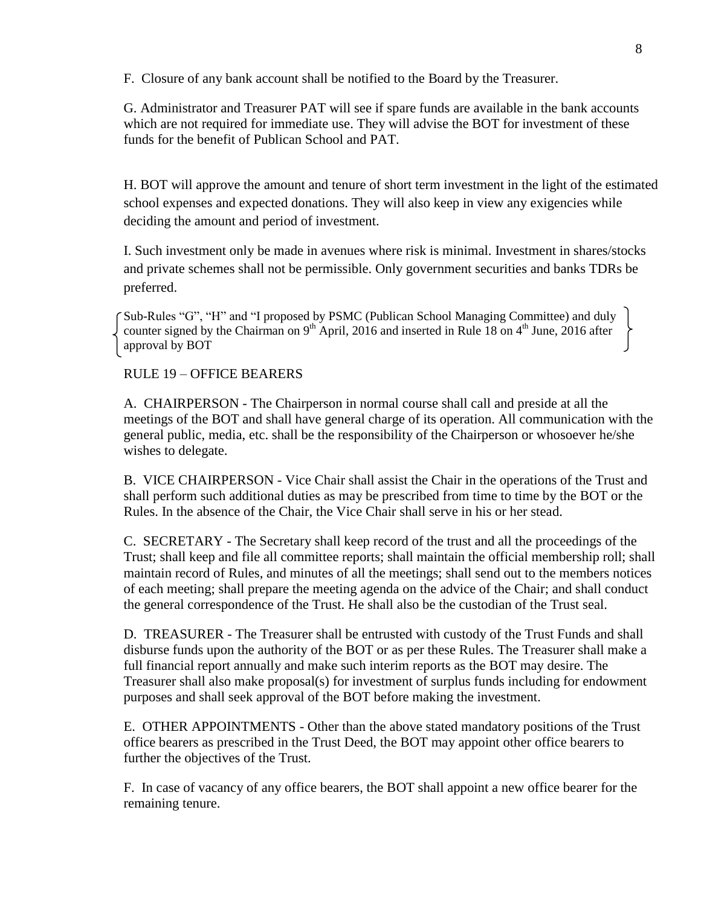F. Closure of any bank account shall be notified to the Board by the Treasurer.

G. Administrator and Treasurer PAT will see if spare funds are available in the bank accounts which are not required for immediate use. They will advise the BOT for investment of these funds for the benefit of Publican School and PAT.

H. BOT will approve the amount and tenure of short term investment in the light of the estimated school expenses and expected donations. They will also keep in view any exigencies while deciding the amount and period of investment.

I. Such investment only be made in avenues where risk is minimal. Investment in shares/stocks and private schemes shall not be permissible. Only government securities and banks TDRs be preferred.

{ Sub-Rules "G", "H" and "I proposed by PSMC (Publican School Managing Committee) and duly counter signed by the Chairman on 9th April, 2016 and inserted in Rule 18 on 4th June, 2016 after approval by BOT }

RULE 19 – OFFICE BEARERS

A. CHAIRPERSON - The Chairperson in normal course shall call and preside at all the meetings of the BOT and shall have general charge of its operation. All communication with the general public, media, etc. shall be the responsibility of the Chairperson or whosoever he/she wishes to delegate.

B. VICE CHAIRPERSON - Vice Chair shall assist the Chair in the operations of the Trust and shall perform such additional duties as may be prescribed from time to time by the BOT or the Rules. In the absence of the Chair, the Vice Chair shall serve in his or her stead.

C. SECRETARY - The Secretary shall keep record of the trust and all the proceedings of the Trust; shall keep and file all committee reports; shall maintain the official membership roll; shall maintain record of Rules, and minutes of all the meetings; shall send out to the members notices of each meeting; shall prepare the meeting agenda on the advice of the Chair; and shall conduct the general correspondence of the Trust. He shall also be the custodian of the Trust seal.

D. TREASURER - The Treasurer shall be entrusted with custody of the Trust Funds and shall disburse funds upon the authority of the BOT or as per these Rules. The Treasurer shall make a full financial report annually and make such interim reports as the BOT may desire. The Treasurer shall also make proposal(s) for investment of surplus funds including for endowment purposes and shall seek approval of the BOT before making the investment.

E. OTHER APPOINTMENTS - Other than the above stated mandatory positions of the Trust office bearers as prescribed in the Trust Deed, the BOT may appoint other office bearers to further the objectives of the Trust.

F. In case of vacancy of any office bearers, the BOT shall appoint a new office bearer for the remaining tenure.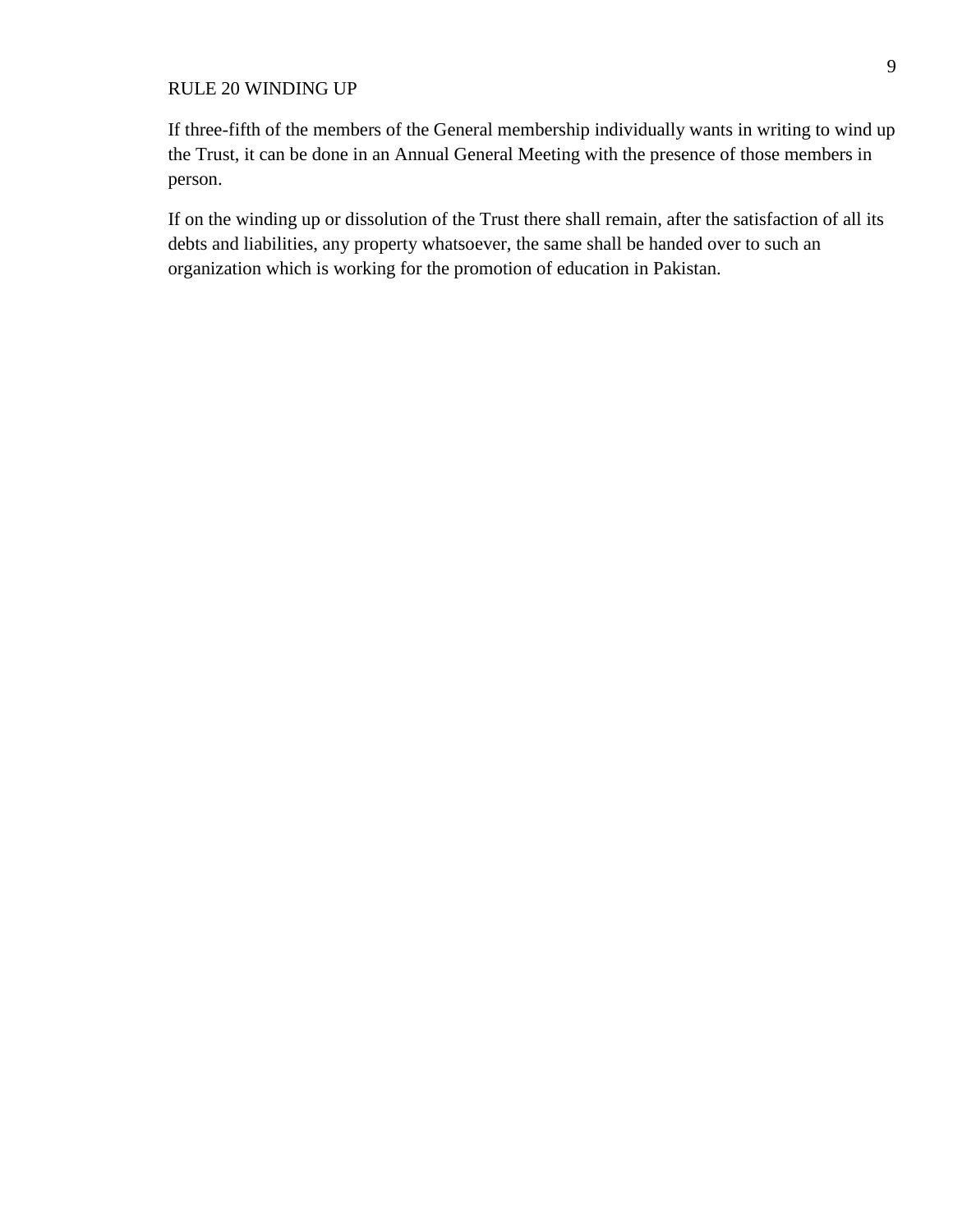## RULE 20 WINDING UP

If three-fifth of the members of the General membership individually wants in writing to wind up the Trust, it can be done in an Annual General Meeting with the presence of those members in person.

If on the winding up or dissolution of the Trust there shall remain, after the satisfaction of all its debts and liabilities, any property whatsoever, the same shall be handed over to such an organization which is working for the promotion of education in Pakistan.